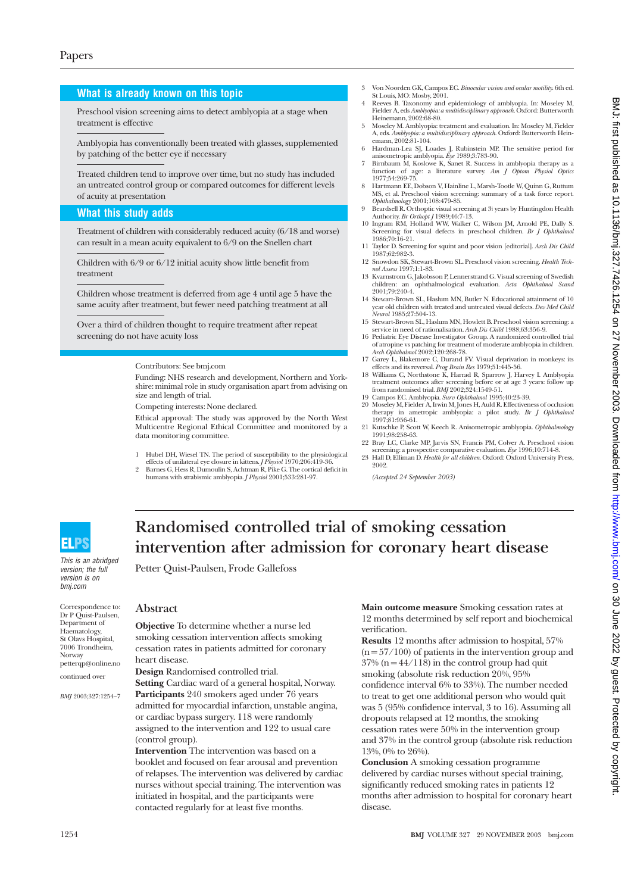## What is already known on this topic

Preschool vision screening aims to detect amblyopia at a stage when treatment is effective

Amblyopia has conventionally been treated with glasses, supplemented by patching of the better eye if necessary

Treated children tend to improve over time, but no study has included an untreated control group or compared outcomes for different levels of acuity at presentation

## What this study adds

Treatment of children with considerably reduced acuity (6/18 and worse) can result in a mean acuity equivalent to 6/9 on the Snellen chart

Children with 6/9 or 6/12 initial acuity show little benefit from treatment

Children whose treatment is deferred from age 4 until age 5 have the same acuity after treatment, but fewer need patching treatment at all

Over a third of children thought to require treatment after repeat screening do not have acuity loss

Contributors: See bmj.com

Funding: NHS research and development, Northern and Yorkshire: minimal role in study organisation apart from advising on size and length of trial.

Competing interests: None declared.

Ethical approval: The study was approved by the North West Multicentre Regional Ethical Committee and monitored by a data monitoring committee.

1. Hubel DH, Wiesel TN. The period of susceptibility to the physiological effects of unilateral eye closure in kittens. *J Physiol* 1970;206:419-36.
2. Barnes G, Hess R, Dumoulin S, Achtman R, Pike G. The cortical deficit in humans with strabismic amblyopia. *J Physiol* 2001;533:281-97.
3. Von Noorden GK, Campos EC. *Binocular vision and ocular motility.* 6th ed. St Louis, MO: Mosby, 2001.
4. Reeves B. Taxonomy and epidemiology of amblyopia. In: Moseley M, Fielder A, eds *Amblyopia: a multidisciplinary approach.* Oxford: Butterworth Heinemann, 2002:68-80.
5. Moseley M. Amblyopia: treatment and evaluation. In: Moseley M, Fielder A, eds. *Amblyopia: a multidisciplinary approach.* Oxford: Butterworth Heinemann, 2002:81-104.
6. Hardman-Lea SJ, Loades J, Rubinstein MP. The sensitive period for anisometropic amblyopia. *Eye* 1989;3:783-90.
7. Birnbaum M, Koslowe K, Sanet R. Success in amblyopia therapy as a function of age: a literature survey. *Am J Optom Physiol Optics* 1977;54:269-75.
8. Hartmann EE, Dobson V, Hainline L, Marsh-Tootle W, Quinn G, Ruttum MS, et al. Preschool vision screening: summary of a task force report. *Ophthalmology* 2001;108:479-85.
9. Beardsell R. Orthoptic visual screening at 3½ years by Huntingdon Health Authority. *Br Orthopt J* 1989;46:7-13.
10. Ingram RM, Holland WW, Walker C, Wilson JM, Arnold PE, Dally S. Screening for visual defects in preschool children. *Br J Ophthalmol* 1986;70:16-21.
11. Taylor D. Screening for squint and poor vision [editorial]. *Arch Dis Child* 1987;62:982-3.
12. Snowdon SK, Stewart-Brown SL. Preschool vision screening. *Health Technol Assess* 1997;1:1-83.
13. Kvarnstrom G, Jakobsson P, Lennerstrand G. Visual screening of Swedish children: an ophthalmological evaluation. *Acta Ophthalmol Scand* 2001;79:240-4.
14. Stewart-Brown SL, Haslum MN, Butler N. Educational attainment of 10 year old children with treated and untreated visual defects. *Dev Med Child Neurol* 1985;27:504-13.
15. Stewart-Brown SL, Haslum MN, Howlett B. Preschool vision screening: a service in need of rationalisation. *Arch Dis Child* 1988;63:356-9.
16. Pediatric Eye Disease Investigator Group. A randomized controlled trial of atropine vs patching for treatment of moderate amblyopia in children. *Arch Ophthalmol* 2002;120:268-78.
17. Garey L, Blakemore C, Durand FV. Visual deprivation in monkeys: its effects and its reversal. *Prog Brain Res* 1979;51:445-56.
18. Williams C, Northstone K, Harrad R, Sparrow J, Harvey I. Amblyopia treatment outcomes after screening before or at age 3 years: follow up from randomised trial. *BMJ* 2002;324:1549-51.
19. Campos EC. Amblyopia. *Surv Ophthalmol* 1995;40:23-39.
20. Moseley MJ, Fielder AR, Irwin M, Jones H, Auld R. Effectiveness of occlusion therapy in ametropic amblyopia: a pilot study. *Br J Ophthalmol* 1997;81:956-61.
21. Kutschke P, Scott W, Keech R. Anisometropic amblyopia. *Ophthalmology* 1991;98:258-63.
22. Bray LC, Clarke MP, Jarvis SN, Francis PM, Colver A. Preschool vision screening: a prospective comparative evaluation. *Eye* 1996;10:714-8.
23. Hall D, Elliman D. *Health for all children.* Oxford: Oxford University Press, 2002.

*(Accepted 24 September 2003)*

# Randomised controlled trial of smoking cessation intervention after admission for coronary heart disease

Petter Quist-Paulsen, Frode Gallefoss

ELPS

*This is an abridged version; the full version is on bmj.com*

Correspondence to: Dr P Quist-Paulsen, Department of Haematology, St Olavs Hospital, 7006 Trondheim, Norway petterqp@online.no

continued over

*BMJ* 2003;327:1254–7

## Abstract

**Objective** To determine whether a nurse led smoking cessation intervention affects smoking cessation rates in patients admitted for coronary heart disease.

**Design** Randomised controlled trial.

**Setting** Cardiac ward of a general hospital, Norway.

**Participants** 240 smokers aged under 76 years admitted for myocardial infarction, unstable angina, or cardiac bypass surgery. 118 were randomly assigned to the intervention and 122 to usual care (control group).

**Intervention** The intervention was based on a booklet and focused on fear arousal and prevention of relapses. The intervention was delivered by cardiac nurses without special training. The intervention was initiated in hospital, and the participants were contacted regularly for at least five months.

**Main outcome measure** Smoking cessation rates at 12 months determined by self report and biochemical verification.

**Results** 12 months after admission to hospital, 57% (n = 57/100) of patients in the intervention group and 37% (n = 44/118) in the control group had quit smoking (absolute risk reduction 20%, 95% confidence interval 6% to 33%). The number needed to treat to get one additional person who would quit was 5 (95% confidence interval, 3 to 16). Assuming all dropouts relapsed at 12 months, the smoking cessation rates were 50% in the intervention group and 37% in the control group (absolute risk reduction 13%, 0% to 26%).

**Conclusion** A smoking cessation programme delivered by cardiac nurses without special training, significantly reduced smoking rates in patients 12 months after admission to hospital for coronary heart disease.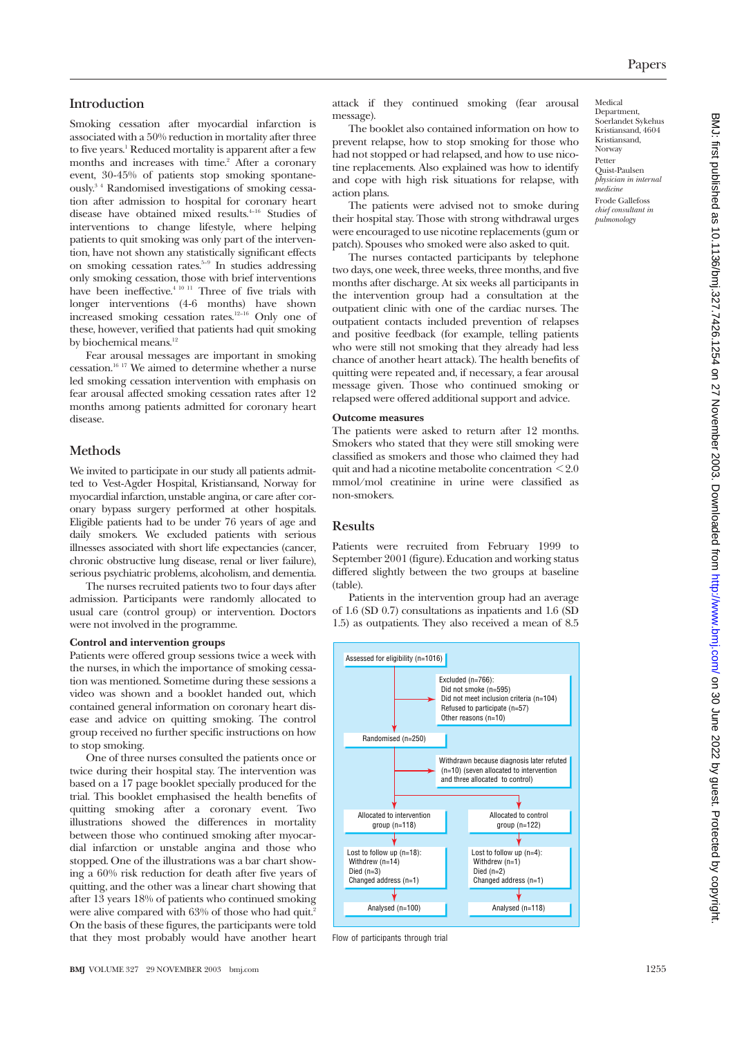## Introduction

Smoking cessation after myocardial infarction is associated with a 50% reduction in mortality after three to five years.[1] Reduced mortality is apparent after a few months and increases with time.[2] After a coronary event, 30-45% of patients stop smoking spontaneously.[3 4] Randomised investigations of smoking cessation after admission to hospital for coronary heart disease have obtained mixed results.[4-16] Studies of interventions to change lifestyle, where helping patients to quit smoking was only part of the intervention, have not shown any statistically significant effects on smoking cessation rates.[5-9] In studies addressing only smoking cessation, those with brief interventions have been ineffective.[4 10 11] Three of five trials with longer interventions (4-6 months) have shown increased smoking cessation rates.[12-16] Only one of these, however, verified that patients had quit smoking by biochemical means.[12]

Fear arousal messages are important in smoking cessation.[16 17] We aimed to determine whether a nurse led smoking cessation intervention with emphasis on fear arousal affected smoking cessation rates after 12 months among patients admitted for coronary heart disease.

## Methods

We invited to participate in our study all patients admitted to Vest-Agder Hospital, Kristiansand, Norway for myocardial infarction, unstable angina, or care after coronary bypass surgery performed at other hospitals. Eligible patients had to be under 76 years of age and daily smokers. We excluded patients with serious illnesses associated with short life expectancies (cancer, chronic obstructive lung disease, renal or liver failure), serious psychiatric problems, alcoholism, and dementia.

The nurses recruited patients two to four days after admission. Participants were randomly allocated to usual care (control group) or intervention. Doctors were not involved in the programme.

### Control and intervention groups

Patients were offered group sessions twice a week with the nurses, in which the importance of smoking cessation was mentioned. Sometime during these sessions a video was shown and a booklet handed out, which contained general information on coronary heart disease and advice on quitting smoking. The control group received no further specific instructions on how to stop smoking.

One of three nurses consulted the patients once or twice during their hospital stay. The intervention was based on a 17 page booklet specially produced for the trial. This booklet emphasised the health benefits of quitting smoking after a coronary event. Two illustrations showed the differences in mortality between those who continued smoking after myocardial infarction or unstable angina and those who stopped. One of the illustrations was a bar chart showing a 60% risk reduction for death after five years of quitting, and the other was a linear chart showing that after 13 years 18% of patients who continued smoking were alive compared with 63% of those who had quit.[2] On the basis of these figures, the participants were told that they most probably would have another heart attack if they continued smoking (fear arousal message).

The booklet also contained information on how to prevent relapse, how to stop smoking for those who had not stopped or had relapsed, and how to use nicotine replacements. Also explained was how to identify and cope with high risk situations for relapse, with action plans.

The patients were advised not to smoke during their hospital stay. Those with strong withdrawal urges were encouraged to use nicotine replacements (gum or patch). Spouses who smoked were also asked to quit.

The nurses contacted participants by telephone two days, one week, three weeks, three months, and five months after discharge. At six weeks all participants in the intervention group had a consultation at the outpatient clinic with one of the cardiac nurses. The outpatient contacts included prevention of relapses and positive feedback (for example, telling patients who were still not smoking that they already had less chance of another heart attack). The health benefits of quitting were repeated and, if necessary, a fear arousal message given. Those who continued smoking or relapsed were offered additional support and advice.

### Outcome measures

The patients were asked to return after 12 months. Smokers who stated that they were still smoking were classified as smokers and those who claimed they had quit and had a nicotine metabolite concentration <2.0 mmol/mol creatinine in urine were classified as non-smokers.

## Results

Patients were recruited from February 1999 to September 2001 (figure). Education and working status differed slightly between the two groups at baseline (table).

Patients in the intervention group had an average of 1.6 (SD 0.7) consultations as inpatients and 1.6 (SD 1.5) as outpatients. They also received a mean of 8.5

Assessed for eligibility (n=1016)
→ Excluded (n=766): Did not smoke (n=595); Did not meet inclusion criteria (n=104); Refused to participate (n=57); Other reasons (n=10)
Randomised (n=250)
→ Withdrawn because diagnosis later refuted (n=10) (seven allocated to intervention and three allocated to control)
Allocated to intervention group (n=118) → Lost to follow up (n=18): Withdrew (n=14); Died (n=3); Changed address (n=1) → Analysed (n=100)
Allocated to control group (n=122) → Lost to follow up (n=4): Withdrew (n=1); Died (n=2); Changed address (n=1) → Analysed (n=118)

Flow of participants through trial

Medical Department, Soerlandet Sykehus Kristiansand, 4604 Kristiansand, Norway

Petter Quist-Paulsen *physician in internal medicine*

Frode Gallefoss *chief consultant in pulmonology*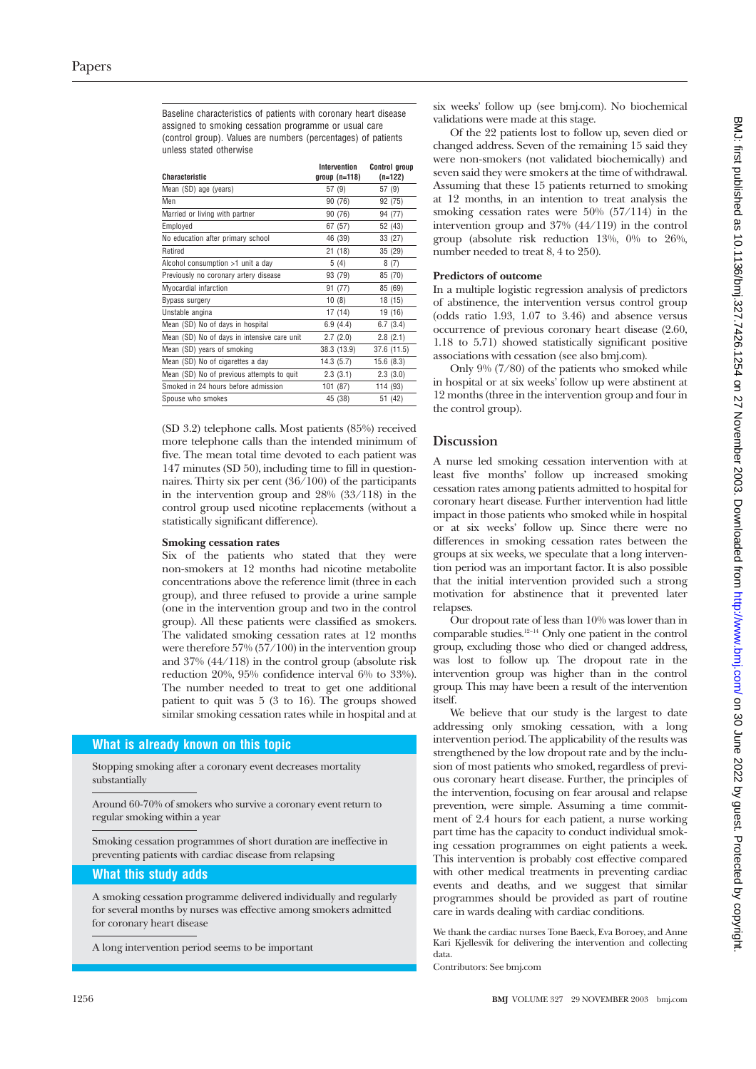Baseline characteristics of patients with coronary heart disease assigned to smoking cessation programme or usual care (control group). Values are numbers (percentages) of patients unless stated otherwise

| Characteristic | Intervention group (n=118) | Control group (n=122) |
|---|---|---|
| Mean (SD) age (years) | 57 (9) | 57 (9) |
| Men | 90 (76) | 92 (75) |
| Married or living with partner | 90 (76) | 94 (77) |
| Employed | 67 (57) | 52 (43) |
| No education after primary school | 46 (39) | 33 (27) |
| Retired | 21 (18) | 35 (29) |
| Alcohol consumption >1 unit a day | 5 (4) | 8 (7) |
| Previously no coronary artery disease | 93 (79) | 85 (70) |
| Myocardial infarction | 91 (77) | 85 (69) |
| Bypass surgery | 10 (8) | 18 (15) |
| Unstable angina | 17 (14) | 19 (16) |
| Mean (SD) No of days in hospital | 6.9 (4.4) | 6.7 (3.4) |
| Mean (SD) No of days in intensive care unit | 2.7 (2.0) | 2.8 (2.1) |
| Mean (SD) years of smoking | 38.3 (13.9) | 37.6 (11.5) |
| Mean (SD) No of cigarettes a day | 14.3 (5.7) | 15.6 (8.3) |
| Mean (SD) No of previous attempts to quit | 2.3 (3.1) | 2.3 (3.0) |
| Smoked in 24 hours before admission | 101 (87) | 114 (93) |
| Spouse who smokes | 45 (38) | 51 (42) |

(SD 3.2) telephone calls. Most patients (85%) received more telephone calls than the intended minimum of five. The mean total time devoted to each patient was 147 minutes (SD 50), including time to fill in questionnaires. Thirty six per cent (36/100) of the participants in the intervention group and 28% (33/118) in the control group used nicotine replacements (without a statistically significant difference).

### Smoking cessation rates

Six of the patients who stated that they were non-smokers at 12 months had nicotine metabolite concentrations above the reference limit (three in each group), and three refused to provide a urine sample (one in the intervention group and two in the control group). All these patients were classified as smokers. The validated smoking cessation rates at 12 months were therefore 57% (57/100) in the intervention group and 37% (44/118) in the control group (absolute risk reduction 20%, 95% confidence interval 6% to 33%). The number needed to treat to get one additional patient to quit was 5 (3 to 16). The groups showed similar smoking cessation rates while in hospital and at six weeks' follow up (see bmj.com). No biochemical validations were made at this stage.

Of the 22 patients lost to follow up, seven died or changed address. Seven of the remaining 15 said they were non-smokers (not validated biochemically) and seven said they were smokers at the time of withdrawal. Assuming that these 15 patients returned to smoking at 12 months, in an intention to treat analysis the smoking cessation rates were 50% (57/114) in the intervention group and 37% (44/119) in the control group (absolute risk reduction 13%, 0% to 26%, number needed to treat 8, 4 to 250).

### Predictors of outcome

In a multiple logistic regression analysis of predictors of abstinence, the intervention versus control group (odds ratio 1.93, 1.07 to 3.46) and absence versus occurrence of previous coronary heart disease (2.60, 1.18 to 5.71) showed statistically significant positive associations with cessation (see also bmj.com).

Only 9% (7/80) of the patients who smoked while in hospital or at six weeks' follow up were abstinent at 12 months (three in the intervention group and four in the control group).

## Discussion

A nurse led smoking cessation intervention with at least five months' follow up increased smoking cessation rates among patients admitted to hospital for coronary heart disease. Further intervention had little impact in those patients who smoked while in hospital or at six weeks' follow up. Since there were no differences in smoking cessation rates between the groups at six weeks, we speculate that a long intervention period was an important factor. It is also possible that the initial intervention provided such a strong motivation for abstinence that it prevented later relapses.

Our dropout rate of less than 10% was lower than in comparable studies.[12–14] Only one patient in the control group, excluding those who died or changed address, was lost to follow up. The dropout rate in the intervention group was higher than in the control group. This may have been a result of the intervention itself.

We believe that our study is the largest to date addressing only smoking cessation, with a long intervention period. The applicability of the results was strengthened by the low dropout rate and by the inclusion of most patients who smoked, regardless of previous coronary heart disease. Further, the principles of the intervention, focusing on fear arousal and relapse prevention, were simple. Assuming a time commitment of 2.4 hours for each patient, a nurse working part time has the capacity to conduct individual smoking cessation programmes on eight patients a week. This intervention is probably cost effective compared with other medical treatments in preventing cardiac events and deaths, and we suggest that similar programmes should be provided as part of routine care in wards dealing with cardiac conditions.

We thank the cardiac nurses Tone Baeck, Eva Boroey, and Anne Kari Kjellesvik for delivering the intervention and collecting data.

Contributors: See bmj.com

### What is already known on this topic

Stopping smoking after a coronary event decreases mortality substantially

Around 60-70% of smokers who survive a coronary event return to regular smoking within a year

Smoking cessation programmes of short duration are ineffective in preventing patients with cardiac disease from relapsing

### What this study adds

A smoking cessation programme delivered individually and regularly for several months by nurses was effective among smokers admitted for coronary heart disease

A long intervention period seems to be important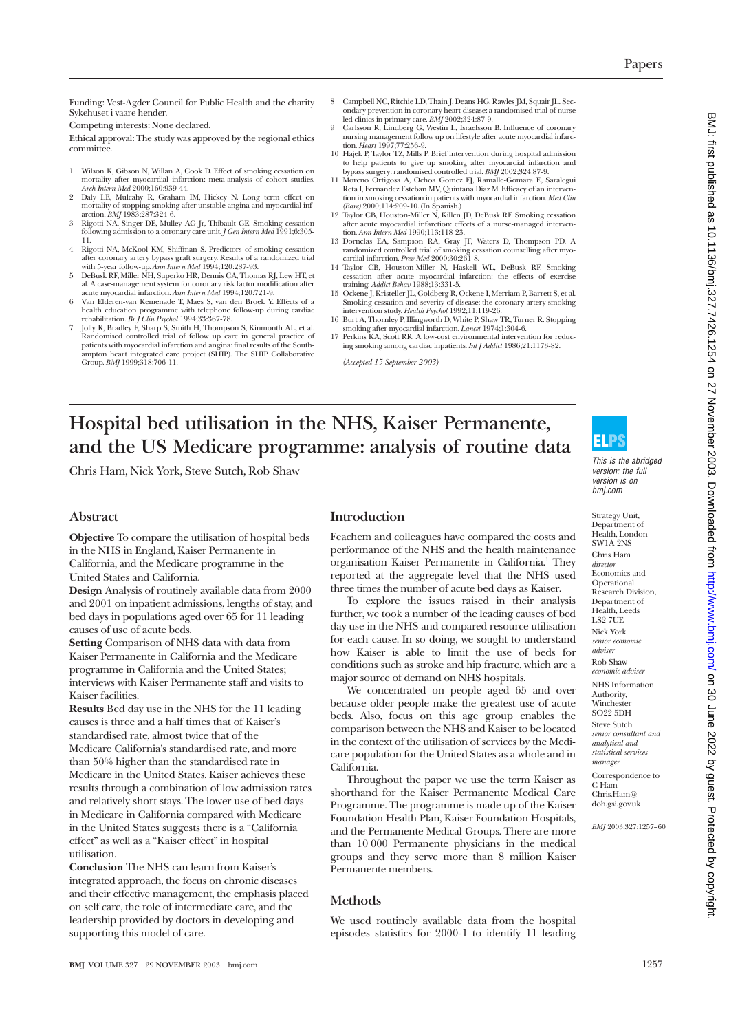Funding: Vest-Agder Council for Public Health and the charity Sykehuset i vaare hender.

Competing interests: None declared.

Ethical approval: The study was approved by the regional ethics committee.

1 Wilson K, Gibson N, Willan A, Cook D. Effect of smoking cessation on mortality after myocardial infarction: meta-analysis of cohort studies. *Arch Intern Med* 2000;160:939-44.
2 Daly LE, Mulcahy R, Graham IM, Hickey N. Long term effect on mortality of stopping smoking after unstable angina and myocardial infarction. *BMJ* 1983;287:324-6.
3 Rigotti NA, Singer DE, Mulley AG Jr, Thibault GE. Smoking cessation following admission to a coronary care unit. *J Gen Intern Med* 1991;6:305-11.
4 Rigotti NA, McKool KM, Shiffman S. Predictors of smoking cessation after coronary artery bypass graft surgery. Results of a randomized trial with 5-year follow-up. *Ann Intern Med* 1994;120:287-93.
5 DeBusk RF, Miller NH, Superko HR, Dennis CA, Thomas RJ, Lew HT, et al. A case-management system for coronary risk factor modification after acute myocardial infarction. *Ann Intern Med* 1994;120:721-9.
6 Van Elderen-van Kemenade T, Maes S, van den Broek Y. Effects of a health education programme with telephone follow-up during cardiac rehabilitation. *Br J Clin Psychol* 1994;33:367-78.
7 Jolly K, Bradley F, Sharp S, Smith H, Thompson S, Kinmonth AL, et al. Randomised controlled trial of follow up care in general practice of patients with myocardial infarction and angina: final results of the Southampton heart integrated care project (SHIP). The SHIP Collaborative Group. *BMJ* 1999;318:706-11.
8 Campbell NC, Ritchie LD, Thain J, Deans HG, Rawles JM, Squair JL. Secondary prevention in coronary heart disease: a randomised trial of nurse led clinics in primary care. *BMJ* 2002;324:87-9.
9 Carlsson R, Lindberg G, Westin L, Israelsson B. Influence of coronary nursing management follow up on lifestyle after acute myocardial infarction. *Heart* 1997;77:256-9.
10 Hajek P, Taylor TZ, Mills P. Brief intervention during hospital admission to help patients to give up smoking after myocardial infarction and bypass surgery: randomised controlled trial. *BMJ* 2002;324:87-9.
11 Moreno Ortigosa A, Ochoa Gomez FJ, Ramalle-Gomara E, Saralegui Reta I, Fernandez Esteban MV, Quintana Diaz M. Efficacy of an intervention in smoking cessation in patients with myocardial infarction. *Med Clin (Barc)* 2000;114:209-10. (In Spanish.)
12 Taylor CB, Houston-Miller N, Killen JD, DeBusk RF. Smoking cessation after acute myocardial infarction: effects of a nurse-managed intervention. *Ann Intern Med* 1990;113:118-23.
13 Dornelas EA, Sampson RA, Gray JF, Waters D, Thompson PD. A randomized controlled trial of smoking cessation counselling after myocardial infarction. *Prev Med* 2000;30:261-8.
14 Taylor CB, Houston-Miller N, Haskell WL, DeBusk RF. Smoking cessation after acute myocardial infarction: the effects of exercise training. *Addict Behav* 1988;13:331-5.
15 Ockene J, Kristeller JL, Goldberg R, Ockene I, Merriam P, Barrett S, et al. Smoking cessation and severity of disease: the coronary artery smoking intervention study. *Health Psychol* 1992;11:119-26.
16 Burt A, Thornley P, Illingworth D, White P, Shaw TR, Turner R. Stopping smoking after myocardial infarction. *Lancet* 1974;1:304-6.
17 Perkins KA, Scott RR. A low-cost environmental intervention for reducing smoking among cardiac inpatients. *Int J Addict* 1986;21:1173-82.

*(Accepted 15 September 2003)*

# Hospital bed utilisation in the NHS, Kaiser Permanente, and the US Medicare programme: analysis of routine data

Chris Ham, Nick York, Steve Sutch, Rob Shaw

*This is the abridged version; the full version is on bmj.com*

Strategy Unit, Department of Health, London SW1A 2NS
Chris Ham *director*

Economics and Operational Research Division, Department of Health, Leeds LS2 7UE
Nick York *senior economic adviser*
Rob Shaw *economic adviser*

NHS Information Authority, Winchester SO22 5DH
Steve Sutch *senior consultant and analytical and statistical services manager*

Correspondence to C Ham Chris.Ham@doh.gsi.gov.uk

*BMJ* 2003;327:1257–60

## Abstract

**Objective** To compare the utilisation of hospital beds in the NHS in England, Kaiser Permanente in California, and the Medicare programme in the United States and California.

**Design** Analysis of routinely available data from 2000 and 2001 on inpatient admissions, lengths of stay, and bed days in populations aged over 65 for 11 leading causes of use of acute beds.

**Setting** Comparison of NHS data with data from Kaiser Permanente in California and the Medicare programme in California and the United States; interviews with Kaiser Permanente staff and visits to Kaiser facilities.

**Results** Bed day use in the NHS for the 11 leading causes is three and a half times that of Kaiser's standardised rate, almost twice that of the Medicare California's standardised rate, and more than 50% higher than the standardised rate in Medicare in the United States. Kaiser achieves these results through a combination of low admission rates and relatively short stays. The lower use of bed days in Medicare in California compared with Medicare in the United States suggests there is a "California effect" as well as a "Kaiser effect" in hospital utilisation.

**Conclusion** The NHS can learn from Kaiser's integrated approach, the focus on chronic diseases and their effective management, the emphasis placed on self care, the role of intermediate care, and the leadership provided by doctors in developing and supporting this model of care.

## Introduction

Feachem and colleagues have compared the costs and performance of the NHS and the health maintenance organisation Kaiser Permanente in California.[1] They reported at the aggregate level that the NHS used three times the number of acute bed days as Kaiser.

To explore the issues raised in their analysis further, we took a number of the leading causes of bed day use in the NHS and compared resource utilisation for each cause. In so doing, we sought to understand how Kaiser is able to limit the use of beds for conditions such as stroke and hip fracture, which are a major source of demand on NHS hospitals.

We concentrated on people aged 65 and over because older people make the greatest use of acute beds. Also, focus on this age group enables the comparison between the NHS and Kaiser to be located in the context of the utilisation of services by the Medicare population for the United States as a whole and in California.

Throughout the paper we use the term Kaiser as shorthand for the Kaiser Permanente Medical Care Programme. The programme is made up of the Kaiser Foundation Health Plan, Kaiser Foundation Hospitals, and the Permanente Medical Groups. There are more than 10 000 Permanente physicians in the medical groups and they serve more than 8 million Kaiser Permanente members.

## Methods

We used routinely available data from the hospital episodes statistics for 2000-1 to identify 11 leading